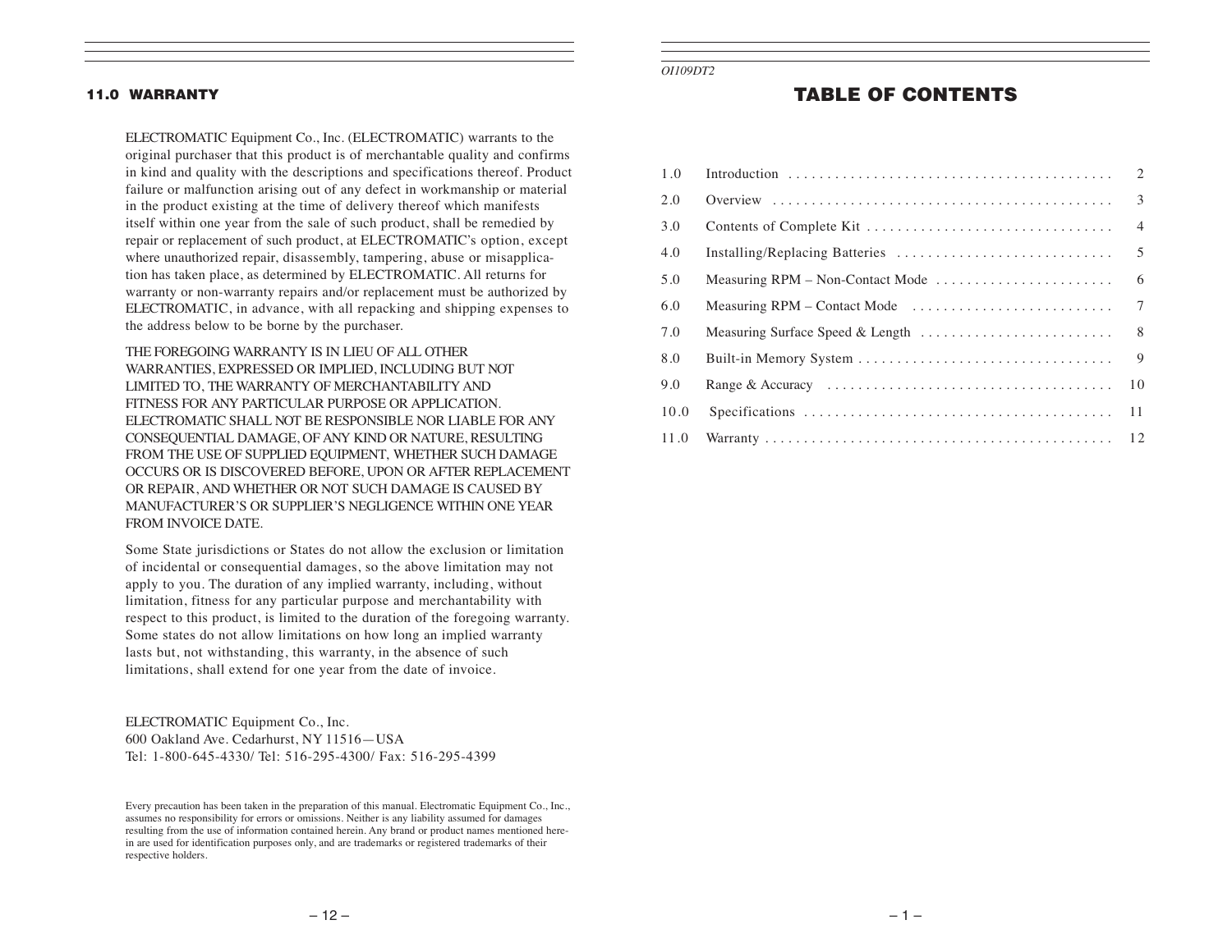## 11.0 WARRANTY

ELECTROMATIC Equipment Co., Inc. (ELECTROMATIC) warrants to the original purchaser that this product is of merchantable quality and confirms in kind and quality with the descriptions and specifications thereof. Product failure or malfunction arising out of any defect in workmanship or material in the product existing at the time of delivery thereof which manifests itself within one year from the sale of such product, shall be remedied by repair or replacement of such product, at ELECTROMATIC's option, except where unauthorized repair, disassembly, tampering, abuse or misapplication has taken place, as determined by ELECTROMATIC. All returns for warranty or non-warranty repairs and/or replacement must be authorized by ELECTROMATIC, in advance, with all repacking and shipping expenses to the address below to be borne by the purchaser.

THE FOREGOING WARRANTY IS IN LIEU OF ALL OTHER WARRANTIES, EXPRESSED OR IMPLIED, INCLUDING BUT NOT LIMITED TO, THE WARRANTY OF MERCHANTABILITY AND FITNESS FOR ANY PARTICULAR PURPOSE OR APPLICATION. ELECTROMATIC SHALL NOT BE RESPONSIBLE NOR LIABLE FOR ANY CONSEQUENTIAL DAMAGE, OF ANY KIND OR NATURE, RESULTING FROM THE USE OF SUPPLIED EQUIPMENT, WHETHER SUCH DAMAGE OCCURS OR IS DISCOVERED BEFORE, UPON OR AFTER REPLACEMENT OR REPAIR, AND WHETHER OR NOT SUCH DAMAGE IS CAUSED BY MANUFACTURER'S OR SUPPLIER'S NEGLIGENCE WITHIN ONE YEAR FROM INVOICE DATE.

Some State jurisdictions or States do not allow the exclusion or limitation of incidental or consequential damages, so the above limitation may not apply to you. The duration of any implied warranty, including, without limitation, fitness for any particular purpose and merchantability with respect to this product, is limited to the duration of the foregoing warranty. Some states do not allow limitations on how long an implied warranty lasts but, not withstanding, this warranty, in the absence of such limitations, shall extend for one year from the date of invoice.

ELECTROMATIC Equipment Co., Inc.
600 Oakland Ave. Cedarhurst, NY 11516—USA
Tel: 1-800-645-4330/ Tel: 516-295-4300/ Fax: 516-295-4399

Every precaution has been taken in the preparation of this manual. Electromatic Equipment Co., Inc., assumes no responsibility for errors or omissions. Neither is any liability assumed for damages resulting from the use of information contained herein. Any brand or product names mentioned herein are used for identification purposes only, and are trademarks or registered trademarks of their respective holders.

*OI109DT2*

# TABLE OF CONTENTS

| | | |
|---|---|---|
| 1.0 | Introduction | 2 |
| 2.0 | Overview | 3 |
| 3.0 | Contents of Complete Kit | 4 |
| 4.0 | Installing/Replacing Batteries | 5 |
| 5.0 | Measuring RPM – Non-Contact Mode | 6 |
| 6.0 | Measuring RPM – Contact Mode | 7 |
| 7.0 | Measuring Surface Speed & Length | 8 |
| 8.0 | Built-in Memory System | 9 |
| 9.0 | Range & Accuracy | 10 |
| 10.0 | Specifications | 11 |
| 11.0 | Warranty | 12 |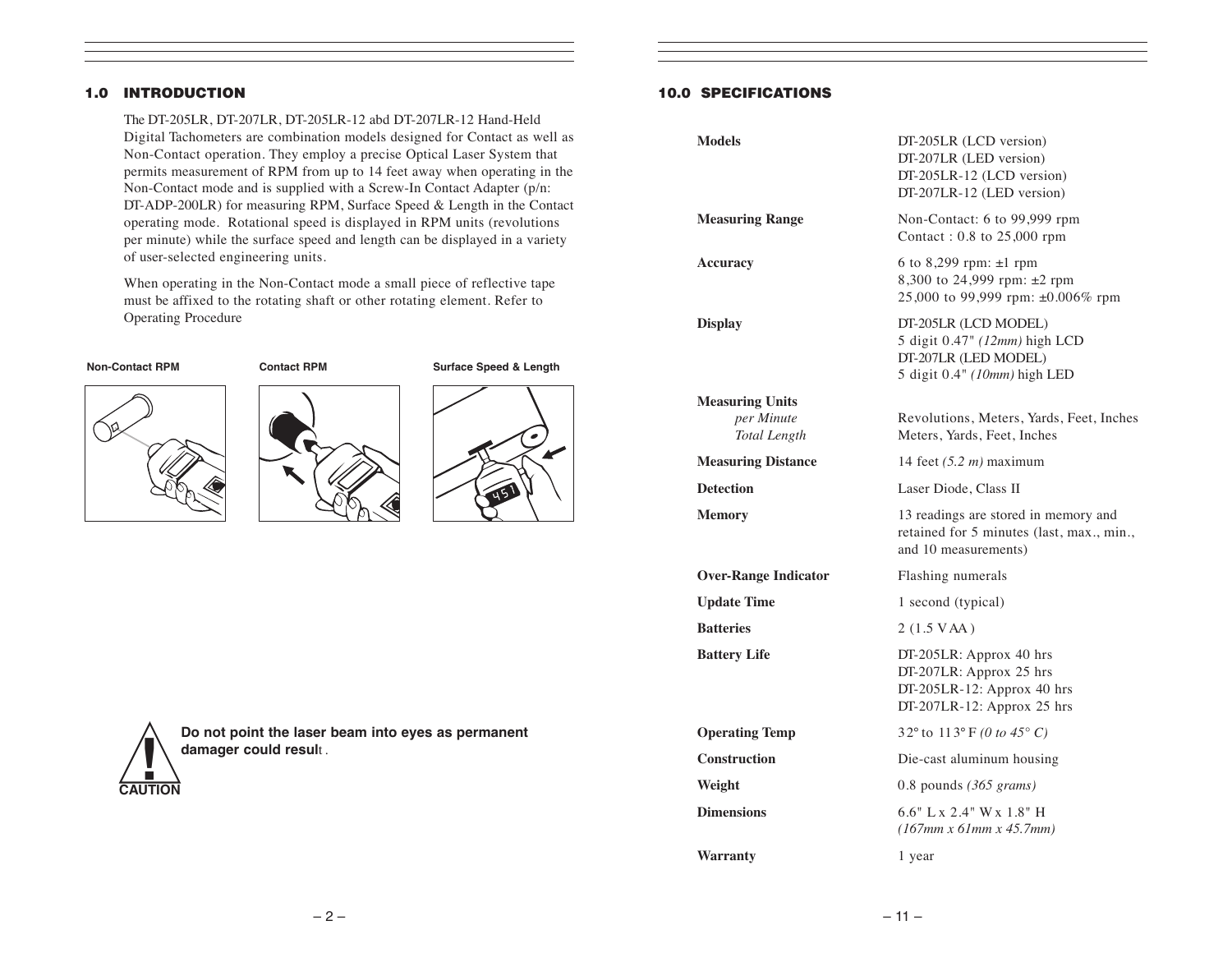## 1.0 INTRODUCTION

The DT-205LR, DT-207LR, DT-205LR-12 abd DT-207LR-12 Hand-Held Digital Tachometers are combination models designed for Contact as well as Non-Contact operation. They employ a precise Optical Laser System that permits measurement of RPM from up to 14 feet away when operating in the Non-Contact mode and is supplied with a Screw-In Contact Adapter (p/n: DT-ADP-200LR) for measuring RPM, Surface Speed & Length in the Contact operating mode. Rotational speed is displayed in RPM units (revolutions per minute) while the surface speed and length can be displayed in a variety of user-selected engineering units.

When operating in the Non-Contact mode a small piece of reflective tape must be affixed to the rotating shaft or other rotating element. Refer to Operating Procedure

**Non-Contact RPM** | **Contact RPM** | **Surface Speed & Length**

**CAUTION**

**Do not point the laser beam into eyes as permanent damager could result.**

## 10.0 SPECIFICATIONS

| | |
|---|---|
| **Models** | DT-205LR (LCD version)<br>DT-207LR (LED version)<br>DT-205LR-12 (LCD version)<br>DT-207LR-12 (LED version) |
| **Measuring Range** | Non-Contact: 6 to 99,999 rpm<br>Contact : 0.8 to 25,000 rpm |
| **Accuracy** | 6 to 8,299 rpm: ±1 rpm<br>8,300 to 24,999 rpm: ±2 rpm<br>25,000 to 99,999 rpm: ±0.006% rpm |
| **Display** | DT-205LR (LCD MODEL)<br>5 digit 0.47" *(12mm)* high LCD<br>DT-207LR (LED MODEL)<br>5 digit 0.4" *(10mm)* high LED |
| **Measuring Units** | |
| *per Minute* | Revolutions, Meters, Yards, Feet, Inches |
| *Total Length* | Meters, Yards, Feet, Inches |
| **Measuring Distance** | 14 feet *(5.2 m)* maximum |
| **Detection** | Laser Diode, Class II |
| **Memory** | 13 readings are stored in memory and retained for 5 minutes (last, max., min., and 10 measurements) |
| **Over-Range Indicator** | Flashing numerals |
| **Update Time** | 1 second (typical) |
| **Batteries** | 2 (1.5 V AA ) |
| **Battery Life** | DT-205LR: Approx 40 hrs<br>DT-207LR: Approx 25 hrs<br>DT-205LR-12: Approx 40 hrs<br>DT-207LR-12: Approx 25 hrs |
| **Operating Temp** | 32° to 113° F *(0 to 45° C)* |
| **Construction** | Die-cast aluminum housing |
| **Weight** | 0.8 pounds *(365 grams)* |
| **Dimensions** | 6.6" L x 2.4" W x 1.8" H<br>*(167mm x 61mm x 45.7mm)* |
| **Warranty** | 1 year |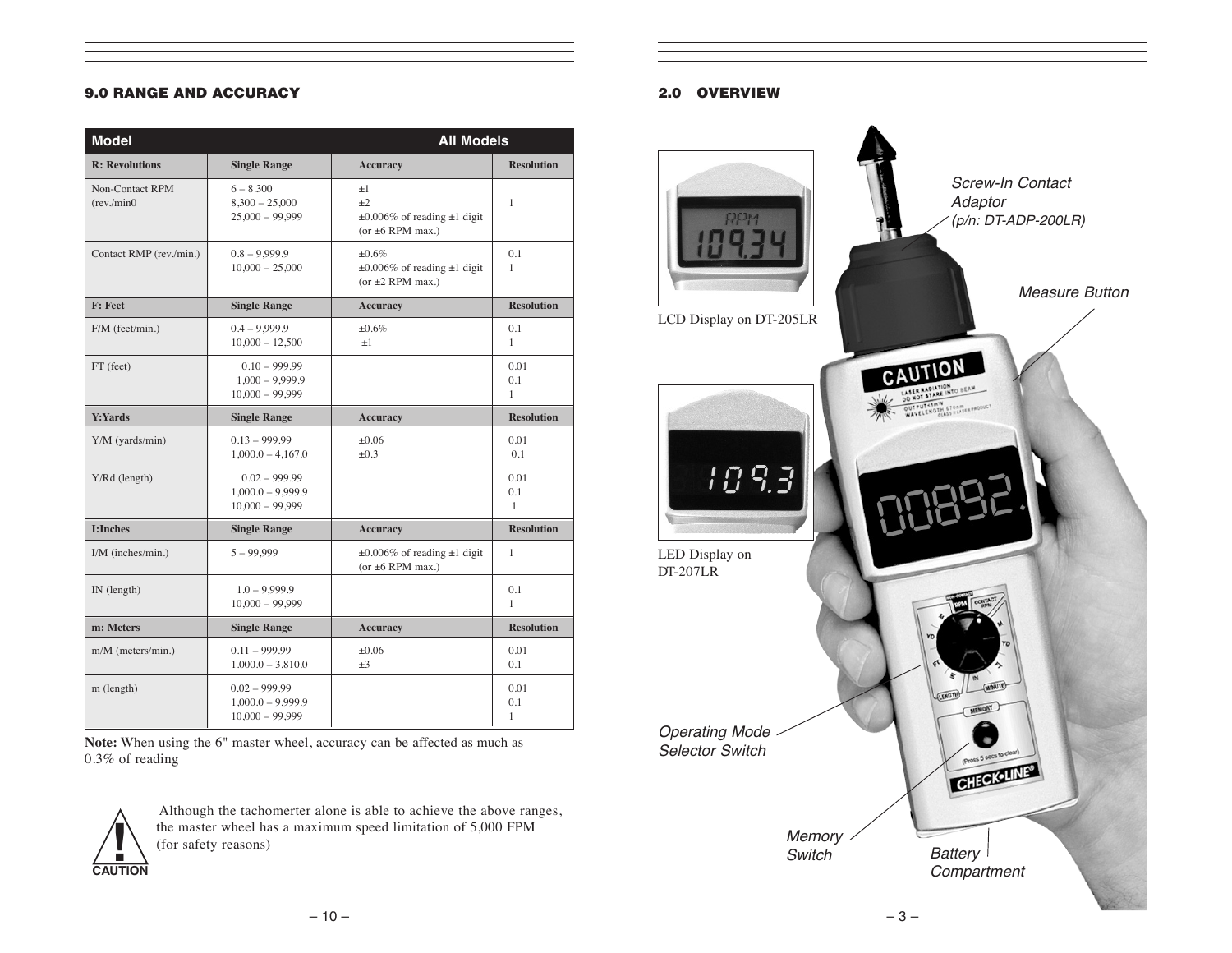## 9.0 RANGE AND ACCURACY

| Model | | All Models | |
|---|---|---|---|
| **R: Revolutions** | **Single Range** | **Accuracy** | **Resolution** |
| Non-Contact RPM (rev./min0 | 6 – 8.300<br>8,300 – 25,000<br>25,000 – 99,999 | ±1<br>±2<br>±0.006% of reading ±1 digit (or ±6 RPM max.) | 1 |
| Contact RMP (rev./min.) | 0.8 – 9,999.9<br>10,000 – 25,000 | ±0.6%<br>±0.006% of reading ±1 digit (or ±2 RPM max.) | 0.1<br>1 |
| **F: Feet** | **Single Range** | **Accuracy** | **Resolution** |
| F/M (feet/min.) | 0.4 – 9,999.9<br>10,000 – 12,500 | ±0.6%<br>±1 | 0.1<br>1 |
| FT (feet) | 0.10 – 999.99<br>1,000 – 9,999.9<br>10,000 – 99,999 | | 0.01<br>0.1<br>1 |
| **Y:Yards** | **Single Range** | **Accuracy** | **Resolution** |
| Y/M (yards/min) | 0.13 – 999.99<br>1,000.0 – 4,167.0 | ±0.06<br>±0.3 | 0.01<br>0.1 |
| Y/Rd (length) | 0.02 – 999.99<br>1,000.0 – 9,999.9<br>10,000 – 99,999 | | 0.01<br>0.1<br>1 |
| **I:Inches** | **Single Range** | **Accuracy** | **Resolution** |
| I/M (inches/min.) | 5 – 99,999 | ±0.006% of reading ±1 digit (or ±6 RPM max.) | 1 |
| IN (length) | 1.0 – 9,999.9<br>10,000 – 99,999 | | 0.1<br>1 |
| **m: Meters** | **Single Range** | **Accuracy** | **Resolution** |
| m/M (meters/min.) | 0.11 – 999.99<br>1.000.0 – 3.810.0 | ±0.06<br>±3 | 0.01<br>0.1 |
| m (length) | 0.02 – 999.99<br>1,000.0 – 9,999.9<br>10,000 – 99,999 | | 0.01<br>0.1<br>1 |

**Note:** When using the 6" master wheel, accuracy can be affected as much as 0.3% of reading

**CAUTION** Although the tachomerter alone is able to achieve the above ranges, the master wheel has a maximum speed limitation of 5,000 FPM (for safety reasons)

## 2.0 OVERVIEW

LCD Display on DT-205LR

LED Display on DT-207LR

*Screw-In Contact Adaptor (p/n: DT-ADP-200LR)*

*Measure Button*

*Operating Mode Selector Switch*

*Memory Switch*

*Battery Compartment*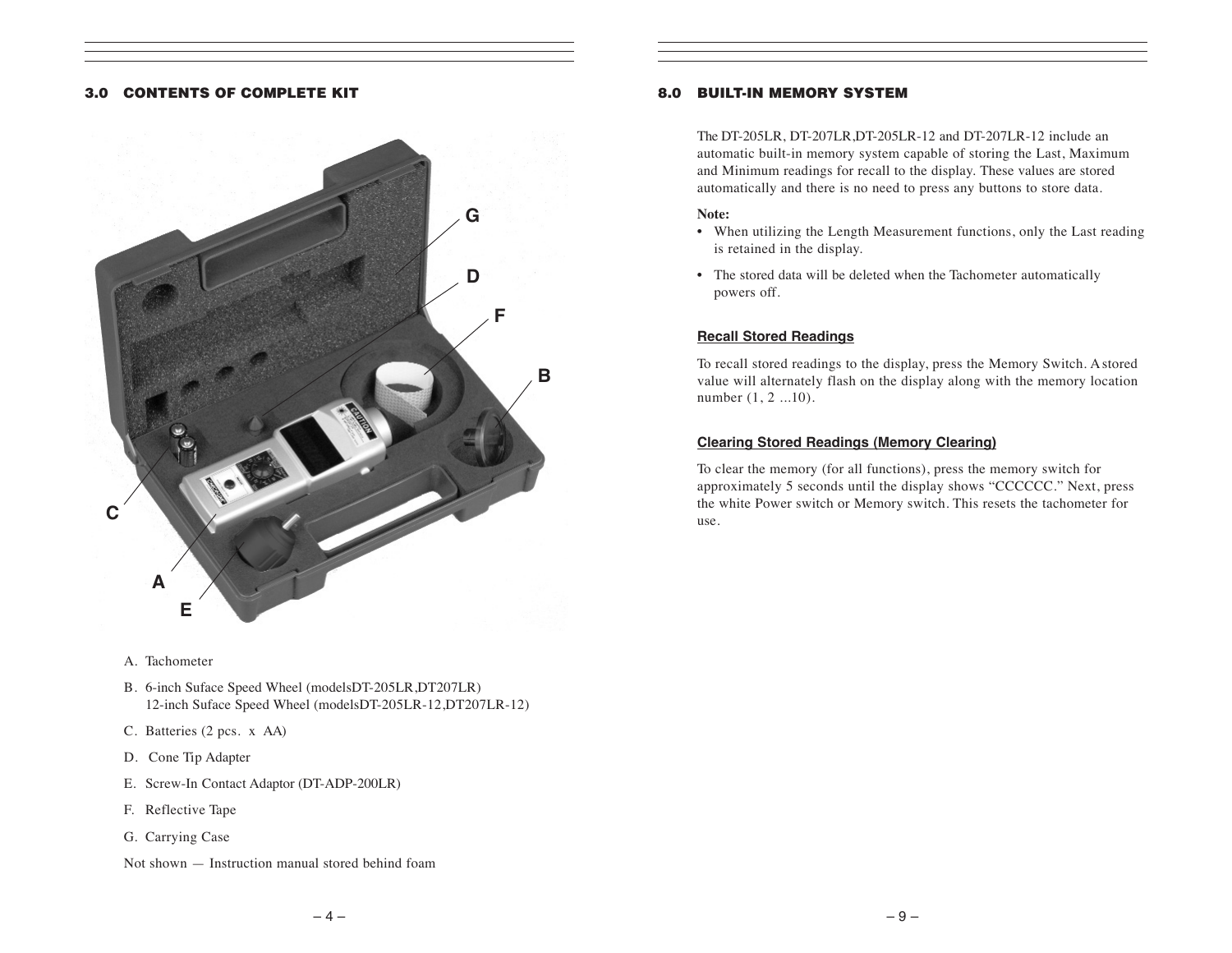## 3.0 CONTENTS OF COMPLETE KIT

A. Tachometer

B. 6-inch Suface Speed Wheel (modelsDT-205LR,DT207LR)
 12-inch Suface Speed Wheel (modelsDT-205LR-12,DT207LR-12)

C. Batteries (2 pcs. x AA)

D. Cone Tip Adapter

E. Screw-In Contact Adaptor (DT-ADP-200LR)

F. Reflective Tape

G. Carrying Case

Not shown — Instruction manual stored behind foam

## 8.0 BUILT-IN MEMORY SYSTEM

The DT-205LR, DT-207LR,DT-205LR-12 and DT-207LR-12 include an automatic built-in memory system capable of storing the Last, Maximum and Minimum readings for recall to the display. These values are stored automatically and there is no need to press any buttons to store data.

**Note:**

- When utilizing the Length Measurement functions, only the Last reading is retained in the display.
- The stored data will be deleted when the Tachometer automatically powers off.

### Recall Stored Readings

To recall stored readings to the display, press the Memory Switch. A stored value will alternately flash on the display along with the memory location number (1, 2 ...10).

### Clearing Stored Readings (Memory Clearing)

To clear the memory (for all functions), press the memory switch for approximately 5 seconds until the display shows "CCCCCC." Next, press the white Power switch or Memory switch. This resets the tachometer for use.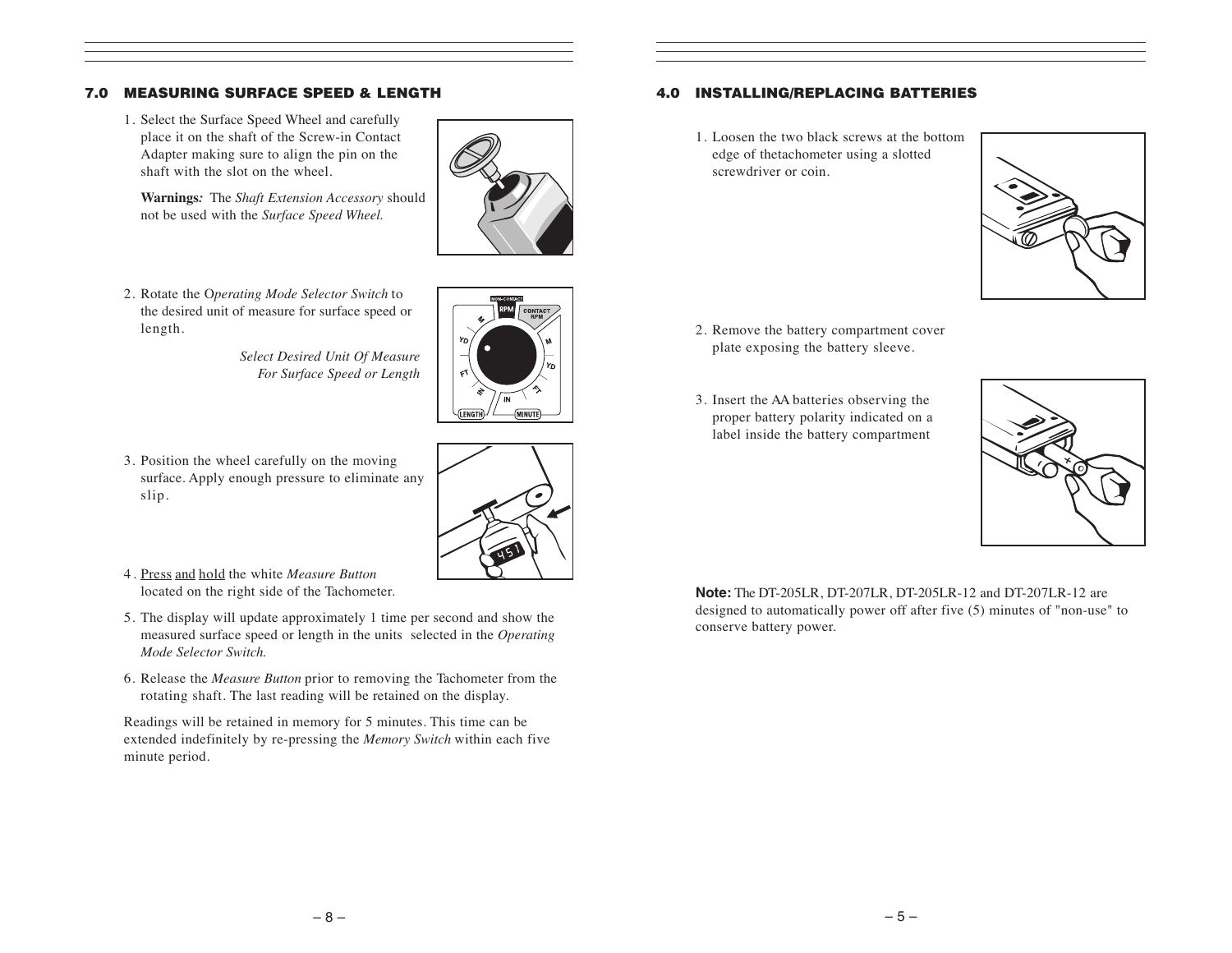## 7.0 MEASURING SURFACE SPEED & LENGTH

1. Select the Surface Speed Wheel and carefully place it on the shaft of the Screw-in Contact Adapter making sure to align the pin on the shaft with the slot on the wheel.

   **Warnings:** The *Shaft Extension Accessory* should not be used with the *Surface Speed Wheel.*

2. Rotate the O*perating Mode Selector Switch* to the desired unit of measure for surface speed or length.

   *Select Desired Unit Of Measure For Surface Speed or Length*

3. Position the wheel carefully on the moving surface. Apply enough pressure to eliminate any slip.

4. Press and hold the white *Measure Button* located on the right side of the Tachometer.

5. The display will update approximately 1 time per second and show the measured surface speed or length in the units selected in the *Operating Mode Selector Switch.*

6. Release the *Measure Button* prior to removing the Tachometer from the rotating shaft. The last reading will be retained on the display.

Readings will be retained in memory for 5 minutes. This time can be extended indefinitely by re-pressing the *Memory Switch* within each five minute period.

## 4.0 INSTALLING/REPLACING BATTERIES

1. Loosen the two black screws at the bottom edge of thetachometer using a slotted screwdriver or coin.

2. Remove the battery compartment cover plate exposing the battery sleeve.

3. Insert the AA batteries observing the proper battery polarity indicated on a label inside the battery compartment

**Note:** The DT-205LR, DT-207LR, DT-205LR-12 and DT-207LR-12 are designed to automatically power off after five (5) minutes of "non-use" to conserve battery power.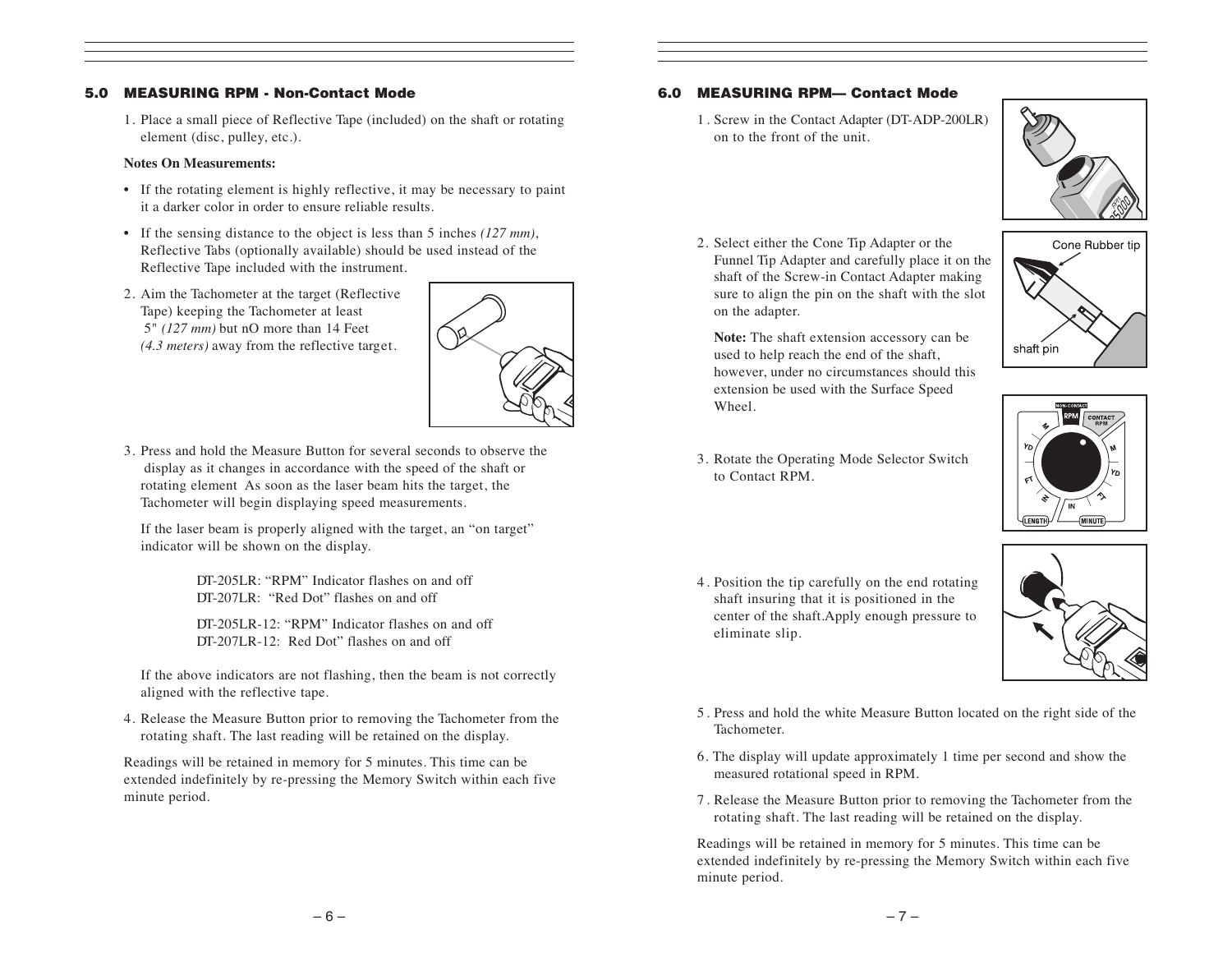## 5.0 MEASURING RPM - Non-Contact Mode

1. Place a small piece of Reflective Tape (included) on the shaft or rotating element (disc, pulley, etc.).

**Notes On Measurements:**

- If the rotating element is highly reflective, it may be necessary to paint it a darker color in order to ensure reliable results.
- If the sensing distance to the object is less than 5 inches *(127 mm)*, Reflective Tabs (optionally available) should be used instead of the Reflective Tape included with the instrument.

2. Aim the Tachometer at the target (Reflective Tape) keeping the Tachometer at least 5" *(127 mm)* but nO more than 14 Feet *(4.3 meters)* away from the reflective target.

3. Press and hold the Measure Button for several seconds to observe the display as it changes in accordance with the speed of the shaft or rotating element As soon as the laser beam hits the target, the Tachometer will begin displaying speed measurements.

   If the laser beam is properly aligned with the target, an "on target" indicator will be shown on the display.

   DT-205LR: "RPM" Indicator flashes on and off
   DT-207LR: "Red Dot" flashes on and off

   DT-205LR-12: "RPM" Indicator flashes on and off
   DT-207LR-12: Red Dot" flashes on and off

   If the above indicators are not flashing, then the beam is not correctly aligned with the reflective tape.

4. Release the Measure Button prior to removing the Tachometer from the rotating shaft. The last reading will be retained on the display.

Readings will be retained in memory for 5 minutes. This time can be extended indefinitely by re-pressing the Memory Switch within each five minute period.

## 6.0 MEASURING RPM— Contact Mode

1. Screw in the Contact Adapter (DT-ADP-200LR) on to the front of the unit.

2. Select either the Cone Tip Adapter or the Funnel Tip Adapter and carefully place it on the shaft of the Screw-in Contact Adapter making sure to align the pin on the shaft with the slot on the adapter.

   **Note:** The shaft extension accessory can be used to help reach the end of the shaft, however, under no circumstances should this extension be used with the Surface Speed Wheel.

3. Rotate the Operating Mode Selector Switch to Contact RPM.

4. Position the tip carefully on the end rotating shaft insuring that it is positioned in the center of the shaft.Apply enough pressure to eliminate slip.

5. Press and hold the white Measure Button located on the right side of the Tachometer.

6. The display will update approximately 1 time per second and show the measured rotational speed in RPM.

7. Release the Measure Button prior to removing the Tachometer from the rotating shaft. The last reading will be retained on the display.

Readings will be retained in memory for 5 minutes. This time can be extended indefinitely by re-pressing the Memory Switch within each five minute period.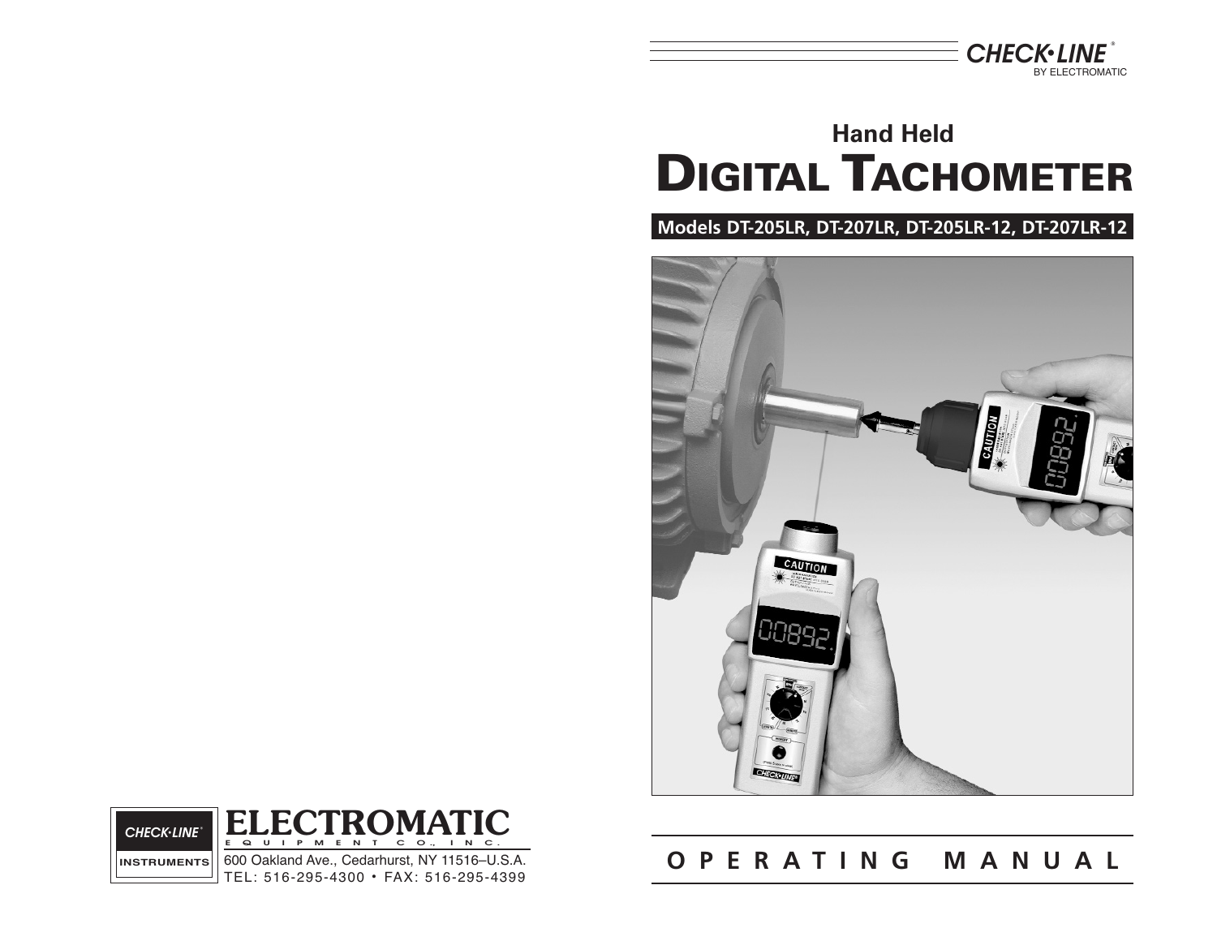CHECK•LINE®
BY ELECTROMATIC

# Hand Held
# DIGITAL TACHOMETER

**Models DT-205LR, DT-207LR, DT-205LR-12, DT-207LR-12**

OPERATING MANUAL

CHECK•LINE® INSTRUMENTS

**ELECTROMATIC**
EQUIPMENT CO., INC.

600 Oakland Ave., Cedarhurst, NY 11516–U.S.A.
TEL: 516-295-4300 • FAX: 516-295-4399